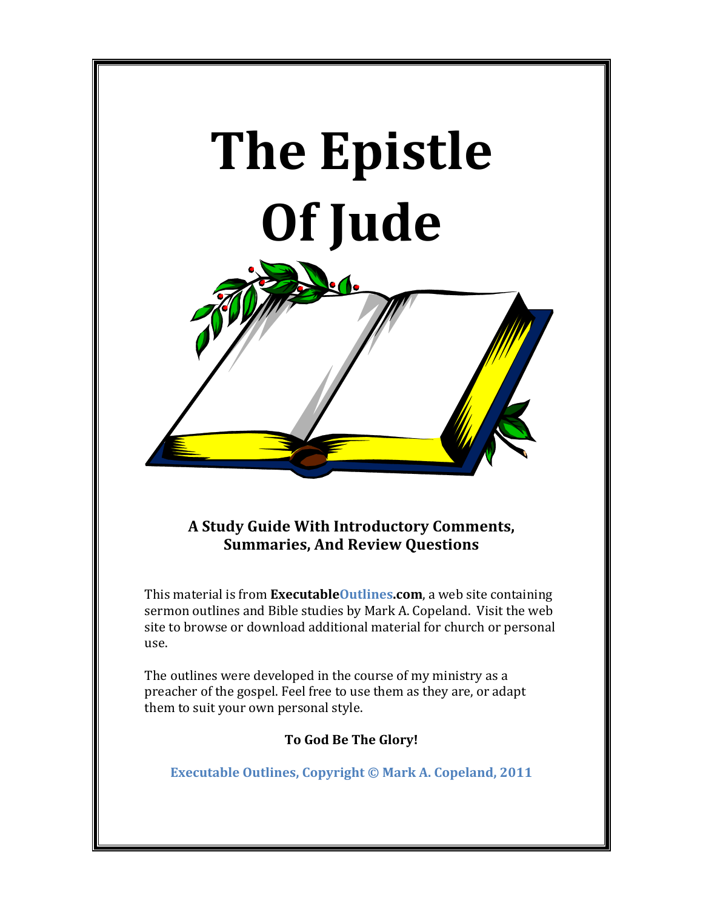# The Epistle Of Jude

**A Study Guide With Introductory Comments, Summaries, And Review Questions**

This material is from **ExecutableOutlines.com**, a web site containing sermon outlines and Bible studies by Mark A. Copeland. Visit the web site to browse or download additional material for church or personal use.

The outlines were developed in the course of my ministry as a preacher of the gospel. Feel free to use them as they are, or adapt them to suit your own personal style.

**To God Be The Glory!**

**Executable Outlines, Copyright © Mark A. Copeland, 2011**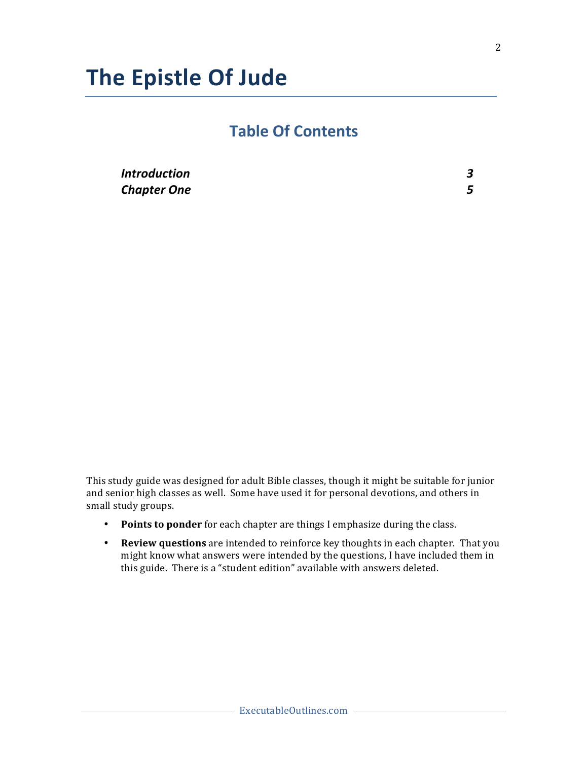# The Epistle Of Jude

## Table Of Contents

| | |
|---|---|
| ***Introduction*** | ***3*** |
| ***Chapter One*** | ***5*** |

This study guide was designed for adult Bible classes, though it might be suitable for junior and senior high classes as well. Some have used it for personal devotions, and others in small study groups.

- **Points to ponder** for each chapter are things I emphasize during the class.
- **Review questions** are intended to reinforce key thoughts in each chapter. That you might know what answers were intended by the questions, I have included them in this guide. There is a "student edition" available with answers deleted.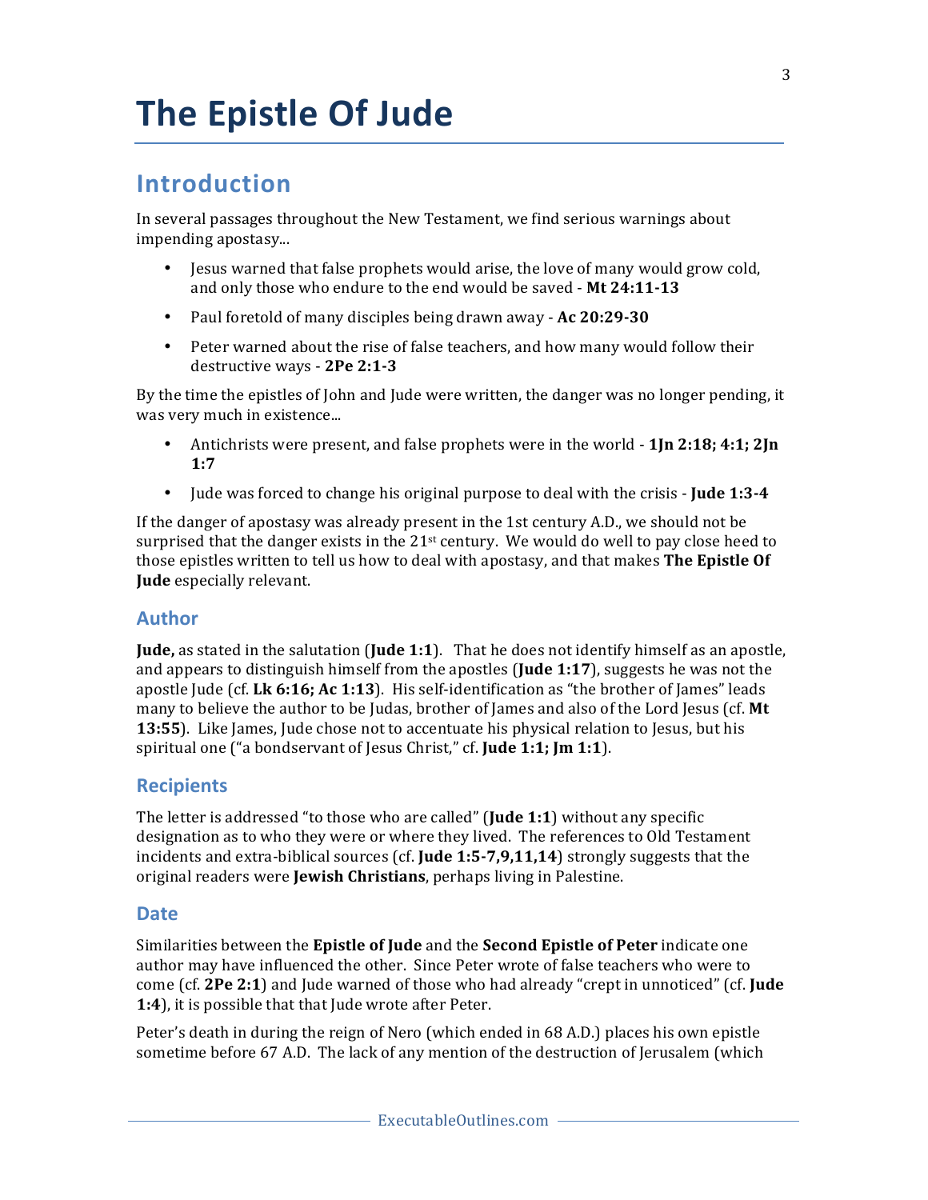# The Epistle Of Jude

## Introduction

In several passages throughout the New Testament, we find serious warnings about impending apostasy...

- Jesus warned that false prophets would arise, the love of many would grow cold, and only those who endure to the end would be saved - **Mt 24:11-13**
- Paul foretold of many disciples being drawn away - **Ac 20:29-30**
- Peter warned about the rise of false teachers, and how many would follow their destructive ways - **2Pe 2:1-3**

By the time the epistles of John and Jude were written, the danger was no longer pending, it was very much in existence...

- Antichrists were present, and false prophets were in the world - **1Jn 2:18; 4:1; 2Jn 1:7**
- Jude was forced to change his original purpose to deal with the crisis - **Jude 1:3-4**

If the danger of apostasy was already present in the 1st century A.D., we should not be surprised that the danger exists in the 21st century. We would do well to pay close heed to those epistles written to tell us how to deal with apostasy, and that makes **The Epistle Of Jude** especially relevant.

### Author

**Jude,** as stated in the salutation (**Jude 1:1**). That he does not identify himself as an apostle, and appears to distinguish himself from the apostles (**Jude 1:17**), suggests he was not the apostle Jude (cf. **Lk 6:16; Ac 1:13**). His self-identification as "the brother of James" leads many to believe the author to be Judas, brother of James and also of the Lord Jesus (cf. **Mt 13:55**). Like James, Jude chose not to accentuate his physical relation to Jesus, but his spiritual one ("a bondservant of Jesus Christ," cf. **Jude 1:1; Jm 1:1**).

### Recipients

The letter is addressed "to those who are called" (**Jude 1:1**) without any specific designation as to who they were or where they lived. The references to Old Testament incidents and extra-biblical sources (cf. **Jude 1:5-7,9,11,14**) strongly suggests that the original readers were **Jewish Christians**, perhaps living in Palestine.

### Date

Similarities between the **Epistle of Jude** and the **Second Epistle of Peter** indicate one author may have influenced the other. Since Peter wrote of false teachers who were to come (cf. **2Pe 2:1**) and Jude warned of those who had already "crept in unnoticed" (cf. **Jude 1:4**), it is possible that that Jude wrote after Peter.

Peter's death in during the reign of Nero (which ended in 68 A.D.) places his own epistle sometime before 67 A.D. The lack of any mention of the destruction of Jerusalem (which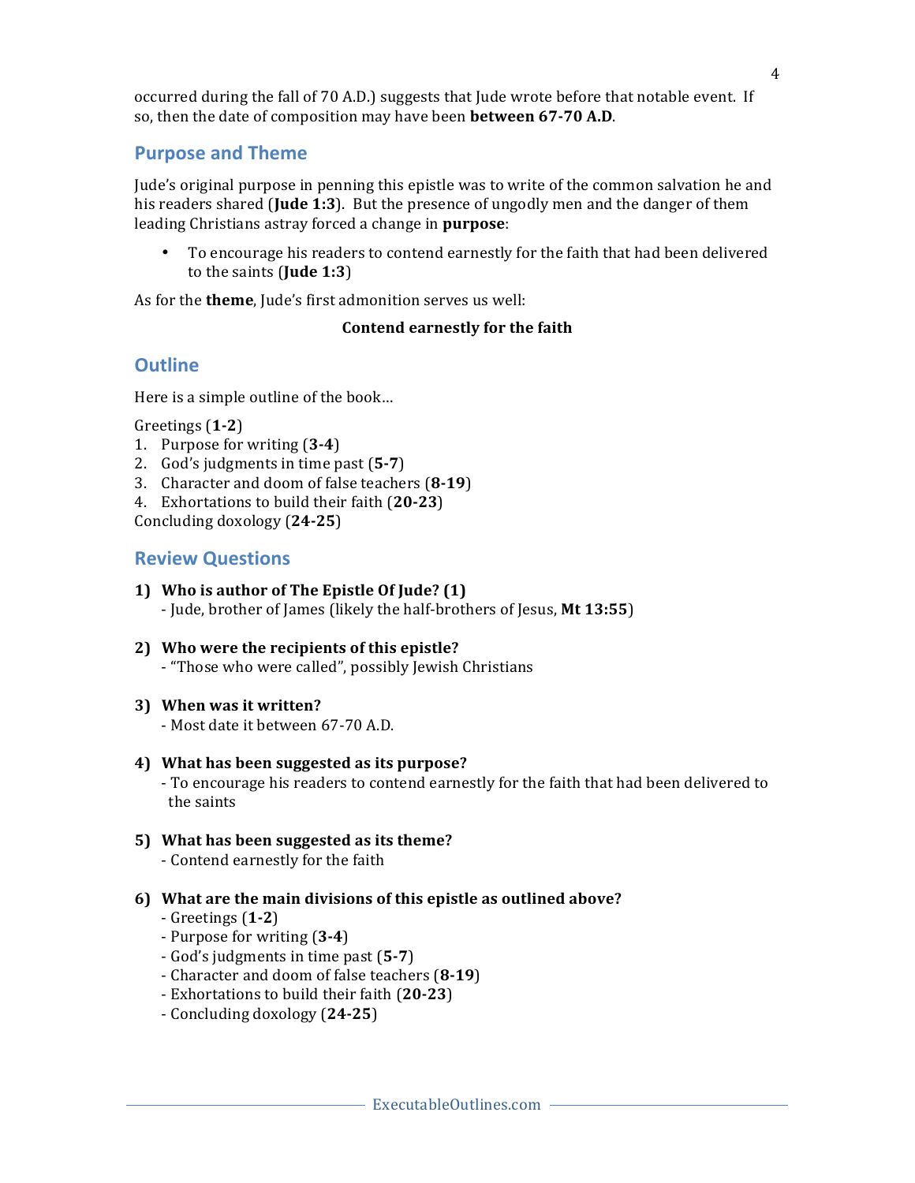occurred during the fall of 70 A.D.) suggests that Jude wrote before that notable event. If so, then the date of composition may have been **between 67-70 A.D**.

## Purpose and Theme

Jude's original purpose in penning this epistle was to write of the common salvation he and his readers shared (**Jude 1:3**). But the presence of ungodly men and the danger of them leading Christians astray forced a change in **purpose**:

- To encourage his readers to contend earnestly for the faith that had been delivered to the saints (**Jude 1:3**)

As for the **theme**, Jude's first admonition serves us well:

**Contend earnestly for the faith**

## Outline

Here is a simple outline of the book...

Greetings (**1-2**)
1. Purpose for writing (**3-4**)
2. God's judgments in time past (**5-7**)
3. Character and doom of false teachers (**8-19**)
4. Exhortations to build their faith (**20-23**)

Concluding doxology (**24-25**)

## Review Questions

1) **Who is author of The Epistle Of Jude? (1)**
   - Jude, brother of James (likely the half-brothers of Jesus, **Mt 13:55**)

2) **Who were the recipients of this epistle?**
   - "Those who were called", possibly Jewish Christians

3) **When was it written?**
   - Most date it between 67-70 A.D.

4) **What has been suggested as its purpose?**
   - To encourage his readers to contend earnestly for the faith that had been delivered to the saints

5) **What has been suggested as its theme?**
   - Contend earnestly for the faith

6) **What are the main divisions of this epistle as outlined above?**
   - Greetings (**1-2**)
   - Purpose for writing (**3-4**)
   - God's judgments in time past (**5-7**)
   - Character and doom of false teachers (**8-19**)
   - Exhortations to build their faith (**20-23**)
   - Concluding doxology (**24-25**)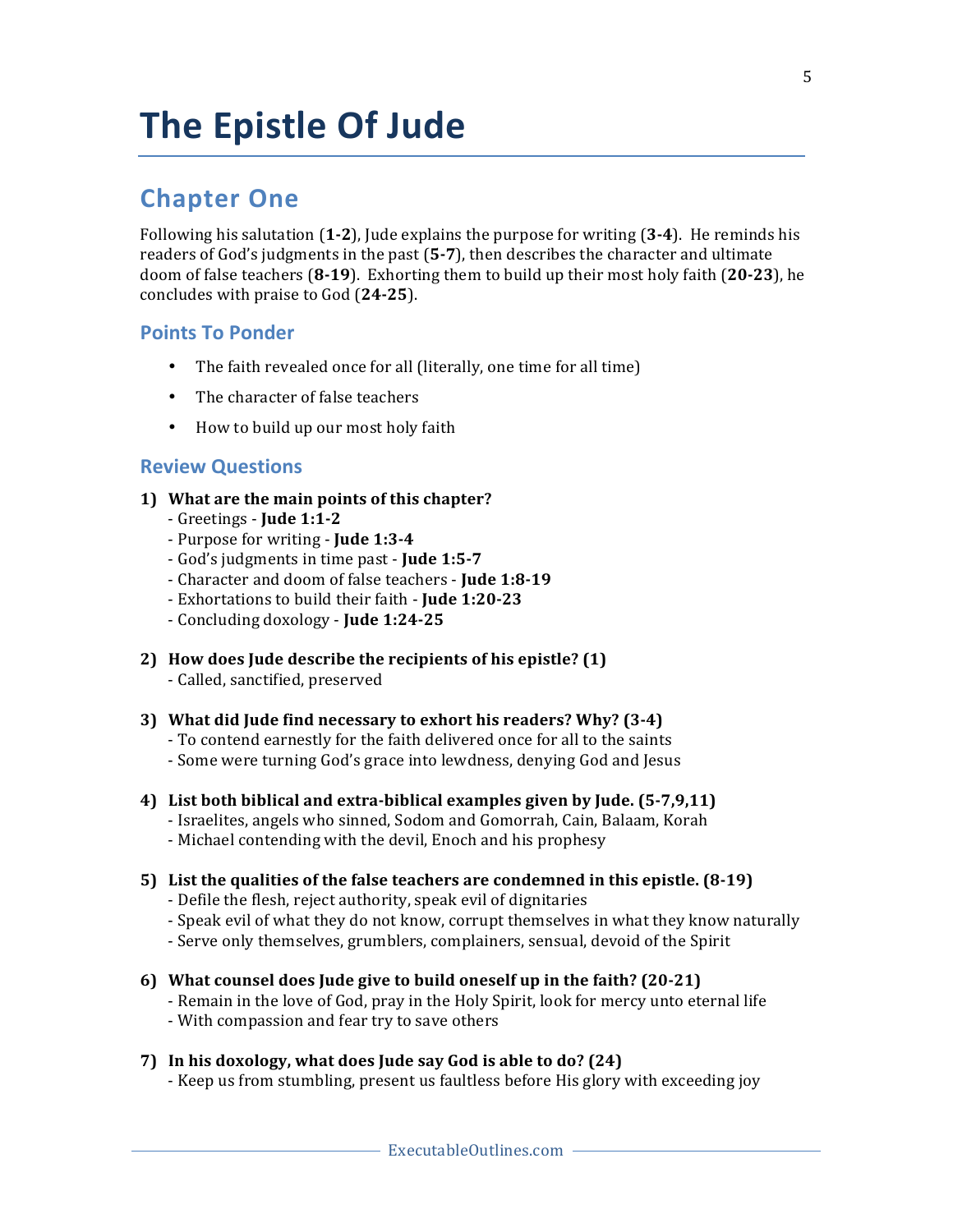# The Epistle Of Jude

## Chapter One

Following his salutation (**1-2**), Jude explains the purpose for writing (**3-4**). He reminds his readers of God's judgments in the past (**5-7**), then describes the character and ultimate doom of false teachers (**8-19**). Exhorting them to build up their most holy faith (**20-23**), he concludes with praise to God (**24-25**).

### Points To Ponder

- The faith revealed once for all (literally, one time for all time)
- The character of false teachers
- How to build up our most holy faith

### Review Questions

**1) What are the main points of this chapter?**
- Greetings - **Jude 1:1-2**
- Purpose for writing - **Jude 1:3-4**
- God's judgments in time past - **Jude 1:5-7**
- Character and doom of false teachers - **Jude 1:8-19**
- Exhortations to build their faith - **Jude 1:20-23**
- Concluding doxology - **Jude 1:24-25**

**2) How does Jude describe the recipients of his epistle? (1)**
- Called, sanctified, preserved

**3) What did Jude find necessary to exhort his readers? Why? (3-4)**
- To contend earnestly for the faith delivered once for all to the saints
- Some were turning God's grace into lewdness, denying God and Jesus

**4) List both biblical and extra-biblical examples given by Jude. (5-7,9,11)**
- Israelites, angels who sinned, Sodom and Gomorrah, Cain, Balaam, Korah
- Michael contending with the devil, Enoch and his prophesy

**5) List the qualities of the false teachers are condemned in this epistle. (8-19)**
- Defile the flesh, reject authority, speak evil of dignitaries
- Speak evil of what they do not know, corrupt themselves in what they know naturally
- Serve only themselves, grumblers, complainers, sensual, devoid of the Spirit

**6) What counsel does Jude give to build oneself up in the faith? (20-21)**
- Remain in the love of God, pray in the Holy Spirit, look for mercy unto eternal life
- With compassion and fear try to save others

**7) In his doxology, what does Jude say God is able to do? (24)**
- Keep us from stumbling, present us faultless before His glory with exceeding joy